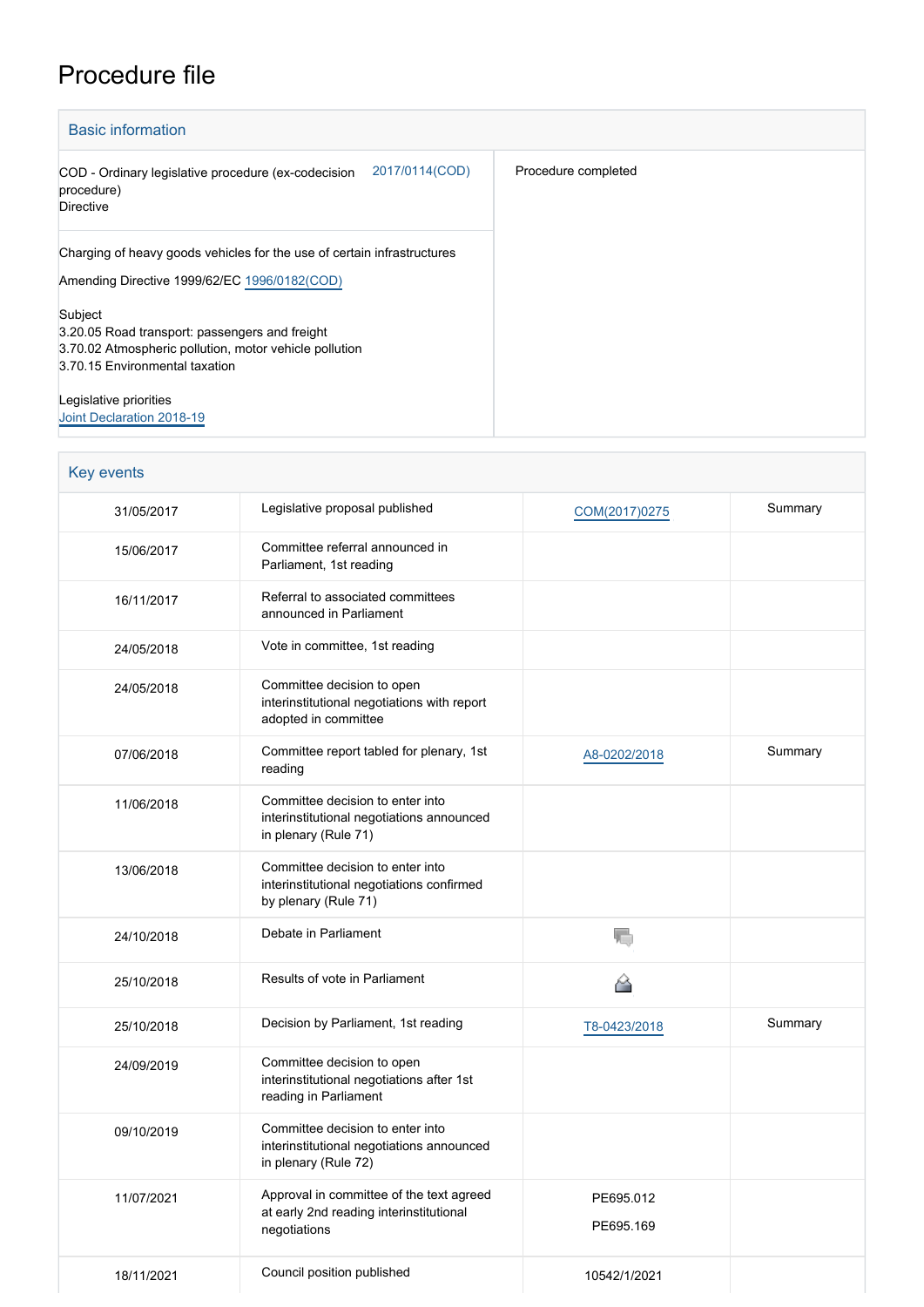# Procedure file

## Basic information

| | |
|---|---|
| COD - Ordinary legislative procedure (ex-codecision procedure)<br>Directive 2017/0114(COD) | Procedure completed |
| Charging of heavy goods vehicles for the use of certain infrastructures<br>Amending Directive 1999/62/EC 1996/0182(COD)<br><br>Subject<br>3.20.05 Road transport: passengers and freight<br>3.70.02 Atmospheric pollution, motor vehicle pollution<br>3.70.15 Environmental taxation<br><br>Legislative priorities<br>Joint Declaration 2018-19 | |

## Key events

| | | | |
|---|---|---|---|
| 31/05/2017 | Legislative proposal published | COM(2017)0275 | Summary |
| 15/06/2017 | Committee referral announced in Parliament, 1st reading | | |
| 16/11/2017 | Referral to associated committees announced in Parliament | | |
| 24/05/2018 | Vote in committee, 1st reading | | |
| 24/05/2018 | Committee decision to open interinstitutional negotiations with report adopted in committee | | |
| 07/06/2018 | Committee report tabled for plenary, 1st reading | A8-0202/2018 | Summary |
| 11/06/2018 | Committee decision to enter into interinstitutional negotiations announced in plenary (Rule 71) | | |
| 13/06/2018 | Committee decision to enter into interinstitutional negotiations confirmed by plenary (Rule 71) | | |
| 24/10/2018 | Debate in Parliament | | |
| 25/10/2018 | Results of vote in Parliament | | |
| 25/10/2018 | Decision by Parliament, 1st reading | T8-0423/2018 | Summary |
| 24/09/2019 | Committee decision to open interinstitutional negotiations after 1st reading in Parliament | | |
| 09/10/2019 | Committee decision to enter into interinstitutional negotiations announced in plenary (Rule 72) | | |
| 11/07/2021 | Approval in committee of the text agreed at early 2nd reading interinstitutional negotiations | PE695.012<br>PE695.169 | |
| 18/11/2021 | Council position published | 10542/1/2021 | |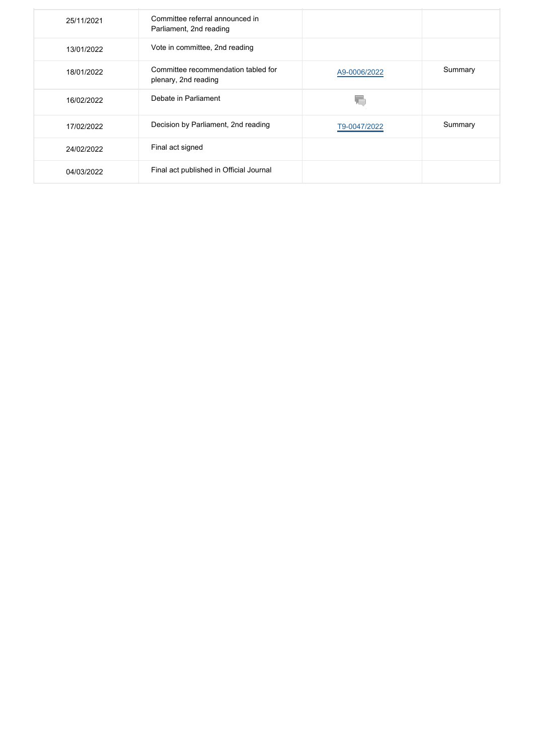| | | | |
|---|---|---|---|
| 25/11/2021 | Committee referral announced in Parliament, 2nd reading | | |
| 13/01/2022 | Vote in committee, 2nd reading | | |
| 18/01/2022 | Committee recommendation tabled for plenary, 2nd reading | A9-0006/2022 | Summary |
| 16/02/2022 | Debate in Parliament | | |
| 17/02/2022 | Decision by Parliament, 2nd reading | T9-0047/2022 | Summary |
| 24/02/2022 | Final act signed | | |
| 04/03/2022 | Final act published in Official Journal | | |